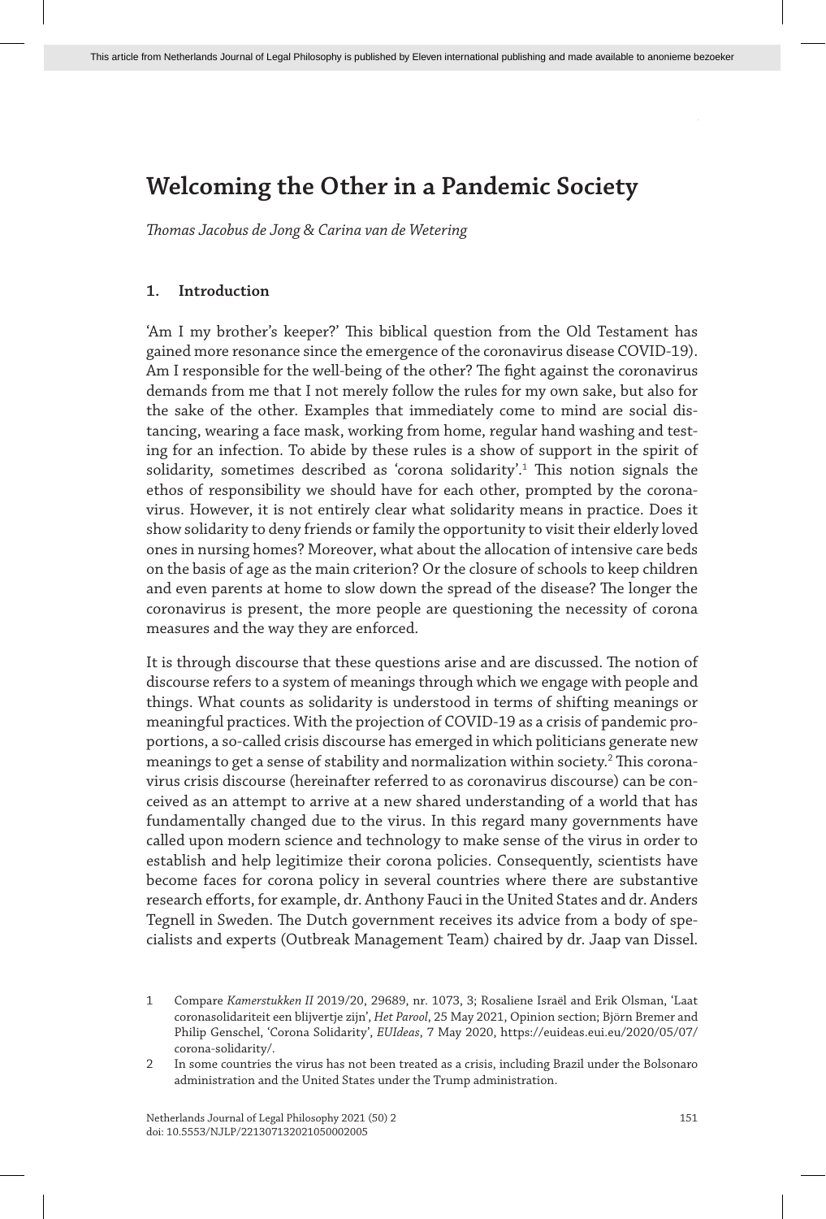# Welcoming the Other in a Pandemic Society

*Thomas Jacobus de Jong & Carina van de Wetering*

## 1. Introduction

'Am I my brother's keeper?' This biblical question from the Old Testament has gained more resonance since the emergence of the coronavirus disease COVID-19). Am I responsible for the well-being of the other? The fight against the coronavirus demands from me that I not merely follow the rules for my own sake, but also for the sake of the other. Examples that immediately come to mind are social distancing, wearing a face mask, working from home, regular hand washing and testing for an infection. To abide by these rules is a show of support in the spirit of solidarity, sometimes described as 'corona solidarity'.[1] This notion signals the ethos of responsibility we should have for each other, prompted by the coronavirus. However, it is not entirely clear what solidarity means in practice. Does it show solidarity to deny friends or family the opportunity to visit their elderly loved ones in nursing homes? Moreover, what about the allocation of intensive care beds on the basis of age as the main criterion? Or the closure of schools to keep children and even parents at home to slow down the spread of the disease? The longer the coronavirus is present, the more people are questioning the necessity of corona measures and the way they are enforced.

It is through discourse that these questions arise and are discussed. The notion of discourse refers to a system of meanings through which we engage with people and things. What counts as solidarity is understood in terms of shifting meanings or meaningful practices. With the projection of COVID-19 as a crisis of pandemic proportions, a so-called crisis discourse has emerged in which politicians generate new meanings to get a sense of stability and normalization within society.[2] This coronavirus crisis discourse (hereinafter referred to as coronavirus discourse) can be conceived as an attempt to arrive at a new shared understanding of a world that has fundamentally changed due to the virus. In this regard many governments have called upon modern science and technology to make sense of the virus in order to establish and help legitimize their corona policies. Consequently, scientists have become faces for corona policy in several countries where there are substantive research efforts, for example, dr. Anthony Fauci in the United States and dr. Anders Tegnell in Sweden. The Dutch government receives its advice from a body of specialists and experts (Outbreak Management Team) chaired by dr. Jaap van Dissel.

---

1 Compare *Kamerstukken II* 2019/20, 29689, nr. 1073, 3; Rosaliene Israël and Erik Olsman, 'Laat coronasolidariteit een blijvertje zijn', *Het Parool*, 25 May 2021, Opinion section; Björn Bremer and Philip Genschel, 'Corona Solidarity', *EUIdeas*, 7 May 2020, https://euideas.eui.eu/2020/05/07/corona-solidarity/.

2 In some countries the virus has not been treated as a crisis, including Brazil under the Bolsonaro administration and the United States under the Trump administration.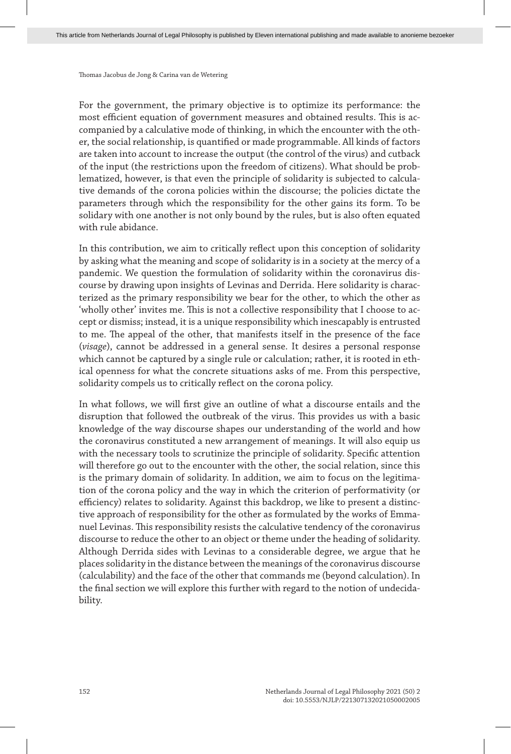For the government, the primary objective is to optimize its performance: the most efficient equation of government measures and obtained results. This is accompanied by a calculative mode of thinking, in which the encounter with the other, the social relationship, is quantified or made programmable. All kinds of factors are taken into account to increase the output (the control of the virus) and cutback of the input (the restrictions upon the freedom of citizens). What should be problematized, however, is that even the principle of solidarity is subjected to calculative demands of the corona policies within the discourse; the policies dictate the parameters through which the responsibility for the other gains its form. To be solidary with one another is not only bound by the rules, but is also often equated with rule abidance.

In this contribution, we aim to critically reflect upon this conception of solidarity by asking what the meaning and scope of solidarity is in a society at the mercy of a pandemic. We question the formulation of solidarity within the coronavirus discourse by drawing upon insights of Levinas and Derrida. Here solidarity is characterized as the primary responsibility we bear for the other, to which the other as 'wholly other' invites me. This is not a collective responsibility that I choose to accept or dismiss; instead, it is a unique responsibility which inescapably is entrusted to me. The appeal of the other, that manifests itself in the presence of the face (*visage*), cannot be addressed in a general sense. It desires a personal response which cannot be captured by a single rule or calculation; rather, it is rooted in ethical openness for what the concrete situations asks of me. From this perspective, solidarity compels us to critically reflect on the corona policy.

In what follows, we will first give an outline of what a discourse entails and the disruption that followed the outbreak of the virus. This provides us with a basic knowledge of the way discourse shapes our understanding of the world and how the coronavirus constituted a new arrangement of meanings. It will also equip us with the necessary tools to scrutinize the principle of solidarity. Specific attention will therefore go out to the encounter with the other, the social relation, since this is the primary domain of solidarity. In addition, we aim to focus on the legitimation of the corona policy and the way in which the criterion of performativity (or efficiency) relates to solidarity. Against this backdrop, we like to present a distinctive approach of responsibility for the other as formulated by the works of Emmanuel Levinas. This responsibility resists the calculative tendency of the coronavirus discourse to reduce the other to an object or theme under the heading of solidarity. Although Derrida sides with Levinas to a considerable degree, we argue that he places solidarity in the distance between the meanings of the coronavirus discourse (calculability) and the face of the other that commands me (beyond calculation). In the final section we will explore this further with regard to the notion of undecidability.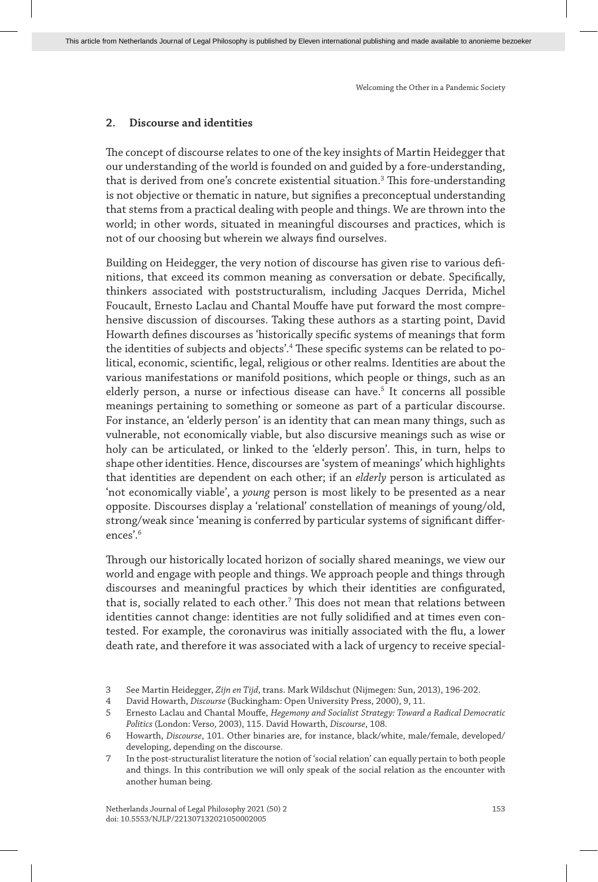## 2. Discourse and identities

The concept of discourse relates to one of the key insights of Martin Heidegger that our understanding of the world is founded on and guided by a fore-understanding, that is derived from one's concrete existential situation.[3] This fore-understanding is not objective or thematic in nature, but signifies a preconceptual understanding that stems from a practical dealing with people and things. We are thrown into the world; in other words, situated in meaningful discourses and practices, which is not of our choosing but wherein we always find ourselves.

Building on Heidegger, the very notion of discourse has given rise to various definitions, that exceed its common meaning as conversation or debate. Specifically, thinkers associated with poststructuralism, including Jacques Derrida, Michel Foucault, Ernesto Laclau and Chantal Mouffe have put forward the most comprehensive discussion of discourses. Taking these authors as a starting point, David Howarth defines discourses as 'historically specific systems of meanings that form the identities of subjects and objects'.[4] These specific systems can be related to political, economic, scientific, legal, religious or other realms. Identities are about the various manifestations or manifold positions, which people or things, such as an elderly person, a nurse or infectious disease can have.[5] It concerns all possible meanings pertaining to something or someone as part of a particular discourse. For instance, an 'elderly person' is an identity that can mean many things, such as vulnerable, not economically viable, but also discursive meanings such as wise or holy can be articulated, or linked to the 'elderly person'. This, in turn, helps to shape other identities. Hence, discourses are 'system of meanings' which highlights that identities are dependent on each other; if an *elderly* person is articulated as 'not economically viable', a *young* person is most likely to be presented as a near opposite. Discourses display a 'relational' constellation of meanings of young/old, strong/weak since 'meaning is conferred by particular systems of significant differences'.[6]

Through our historically located horizon of socially shared meanings, we view our world and engage with people and things. We approach people and things through discourses and meaningful practices by which their identities are configurated, that is, socially related to each other.[7] This does not mean that relations between identities cannot change: identities are not fully solidified and at times even contested. For example, the coronavirus was initially associated with the flu, a lower death rate, and therefore it was associated with a lack of urgency to receive special-

---

3 See Martin Heidegger, *Zijn en Tijd*, trans. Mark Wildschut (Nijmegen: Sun, 2013), 196-202.

4 David Howarth, *Discourse* (Buckingham: Open University Press, 2000), 9, 11.

5 Ernesto Laclau and Chantal Mouffe, *Hegemony and Socialist Strategy: Toward a Radical Democratic Politics* (London: Verso, 2003), 115. David Howarth, *Discourse*, 108.

6 Howarth, *Discourse*, 101. Other binaries are, for instance, black/white, male/female, developed/developing, depending on the discourse.

7 In the post-structuralist literature the notion of 'social relation' can equally pertain to both people and things. In this contribution we will only speak of the social relation as the encounter with another human being.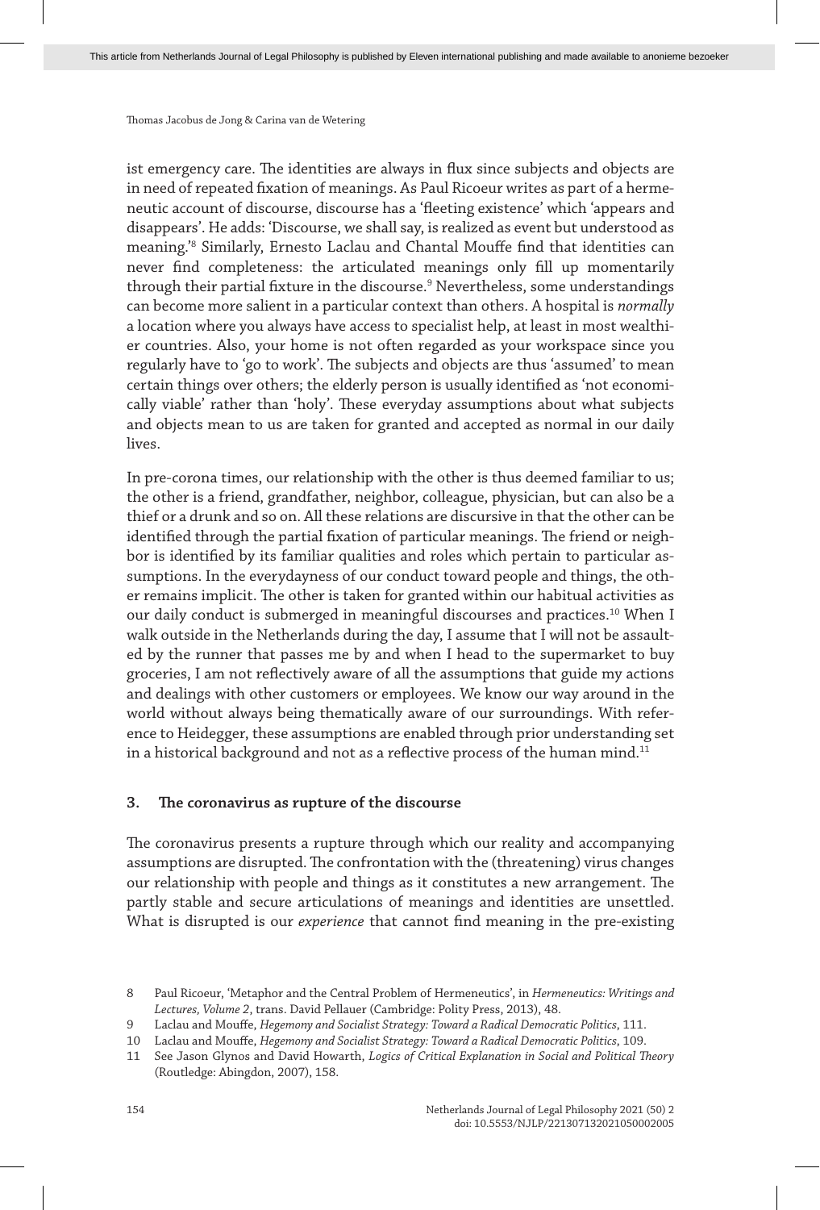ist emergency care. The identities are always in flux since subjects and objects are in need of repeated fixation of meanings. As Paul Ricoeur writes as part of a hermeneutic account of discourse, discourse has a 'fleeting existence' which 'appears and disappears'. He adds: 'Discourse, we shall say, is realized as event but understood as meaning.'[8] Similarly, Ernesto Laclau and Chantal Mouffe find that identities can never find completeness: the articulated meanings only fill up momentarily through their partial fixture in the discourse.[9] Nevertheless, some understandings can become more salient in a particular context than others. A hospital is *normally* a location where you always have access to specialist help, at least in most wealthier countries. Also, your home is not often regarded as your workspace since you regularly have to 'go to work'. The subjects and objects are thus 'assumed' to mean certain things over others; the elderly person is usually identified as 'not economically viable' rather than 'holy'. These everyday assumptions about what subjects and objects mean to us are taken for granted and accepted as normal in our daily lives.

In pre-corona times, our relationship with the other is thus deemed familiar to us; the other is a friend, grandfather, neighbor, colleague, physician, but can also be a thief or a drunk and so on. All these relations are discursive in that the other can be identified through the partial fixation of particular meanings. The friend or neighbor is identified by its familiar qualities and roles which pertain to particular assumptions. In the everydayness of our conduct toward people and things, the other remains implicit. The other is taken for granted within our habitual activities as our daily conduct is submerged in meaningful discourses and practices.[10] When I walk outside in the Netherlands during the day, I assume that I will not be assaulted by the runner that passes me by and when I head to the supermarket to buy groceries, I am not reflectively aware of all the assumptions that guide my actions and dealings with other customers or employees. We know our way around in the world without always being thematically aware of our surroundings. With reference to Heidegger, these assumptions are enabled through prior understanding set in a historical background and not as a reflective process of the human mind.[11]

## 3. The coronavirus as rupture of the discourse

The coronavirus presents a rupture through which our reality and accompanying assumptions are disrupted. The confrontation with the (threatening) virus changes our relationship with people and things as it constitutes a new arrangement. The partly stable and secure articulations of meanings and identities are unsettled. What is disrupted is our *experience* that cannot find meaning in the pre-existing

---

8 Paul Ricoeur, 'Metaphor and the Central Problem of Hermeneutics', in *Hermeneutics: Writings and Lectures, Volume 2*, trans. David Pellauer (Cambridge: Polity Press, 2013), 48.

9 Laclau and Mouffe, *Hegemony and Socialist Strategy: Toward a Radical Democratic Politics*, 111.

10 Laclau and Mouffe, *Hegemony and Socialist Strategy: Toward a Radical Democratic Politics*, 109.

11 See Jason Glynos and David Howarth, *Logics of Critical Explanation in Social and Political Theory* (Routledge: Abingdon, 2007), 158.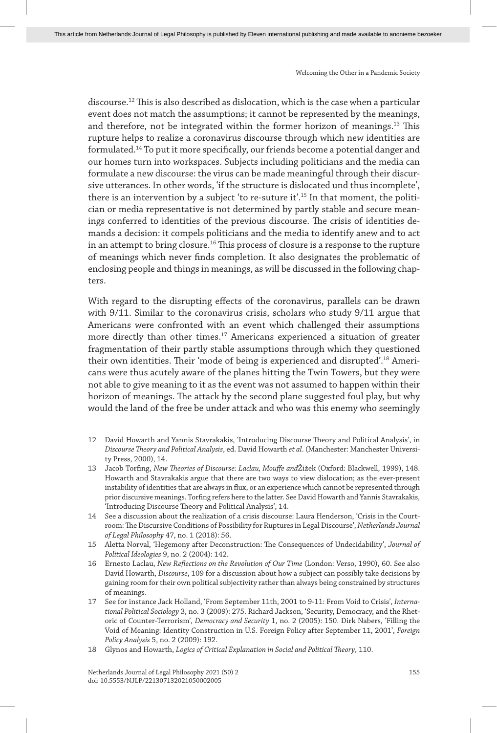discourse.[12] This is also described as dislocation, which is the case when a particular event does not match the assumptions; it cannot be represented by the meanings, and therefore, not be integrated within the former horizon of meanings.[13] This rupture helps to realize a coronavirus discourse through which new identities are formulated.[14] To put it more specifically, our friends become a potential danger and our homes turn into workspaces. Subjects including politicians and the media can formulate a new discourse: the virus can be made meaningful through their discursive utterances. In other words, 'if the structure is dislocated und thus incomplete', there is an intervention by a subject 'to re-suture it'.[15] In that moment, the politician or media representative is not determined by partly stable and secure meanings conferred to identities of the previous discourse. The crisis of identities demands a decision: it compels politicians and the media to identify anew and to act in an attempt to bring closure.[16] This process of closure is a response to the rupture of meanings which never finds completion. It also designates the problematic of enclosing people and things in meanings, as will be discussed in the following chapters.

With regard to the disrupting effects of the coronavirus, parallels can be drawn with 9/11. Similar to the coronavirus crisis, scholars who study 9/11 argue that Americans were confronted with an event which challenged their assumptions more directly than other times.[17] Americans experienced a situation of greater fragmentation of their partly stable assumptions through which they questioned their own identities. Their 'mode of being is experienced and disrupted'.[18] Americans were thus acutely aware of the planes hitting the Twin Towers, but they were not able to give meaning to it as the event was not assumed to happen within their horizon of meanings. The attack by the second plane suggested foul play, but why would the land of the free be under attack and who was this enemy who seemingly

12 David Howarth and Yannis Stavrakakis, 'Introducing Discourse Theory and Political Analysis', in *Discourse Theory and Political Analysis*, ed. David Howarth *et al*. (Manchester: Manchester University Press, 2000), 14.

13 Jacob Torfing, *New Theories of Discourse: Laclau, Mouffe and Žižek* (Oxford: Blackwell, 1999), 148. Howarth and Stavrakakis argue that there are two ways to view dislocation; as the ever-present instability of identities that are always in flux, or an experience which cannot be represented through prior discursive meanings. Torfing refers here to the latter. See David Howarth and Yannis Stavrakakis, 'Introducing Discourse Theory and Political Analysis', 14.

14 See a discussion about the realization of a crisis discourse: Laura Henderson, 'Crisis in the Courtroom: The Discursive Conditions of Possibility for Ruptures in Legal Discourse', *Netherlands Journal of Legal Philosophy* 47, no. 1 (2018): 56.

15 Aletta Norval, 'Hegemony after Deconstruction: The Consequences of Undecidability', *Journal of Political Ideologies* 9, no. 2 (2004): 142.

16 Ernesto Laclau, *New Reflections on the Revolution of Our Time* (London: Verso, 1990), 60. See also David Howarth, *Discourse*, 109 for a discussion about how a subject can possibly take decisions by gaining room for their own political subjectivity rather than always being constrained by structures of meanings.

17 See for instance Jack Holland, 'From September 11th, 2001 to 9-11: From Void to Crisis', *International Political Sociology* 3, no. 3 (2009): 275. Richard Jackson, 'Security, Democracy, and the Rhetoric of Counter-Terrorism', *Democracy and Security* 1, no. 2 (2005): 150. Dirk Nabers, 'Filling the Void of Meaning: Identity Construction in U.S. Foreign Policy after September 11, 2001', *Foreign Policy Analysis* 5, no. 2 (2009): 192.

18 Glynos and Howarth, *Logics of Critical Explanation in Social and Political Theory*, 110.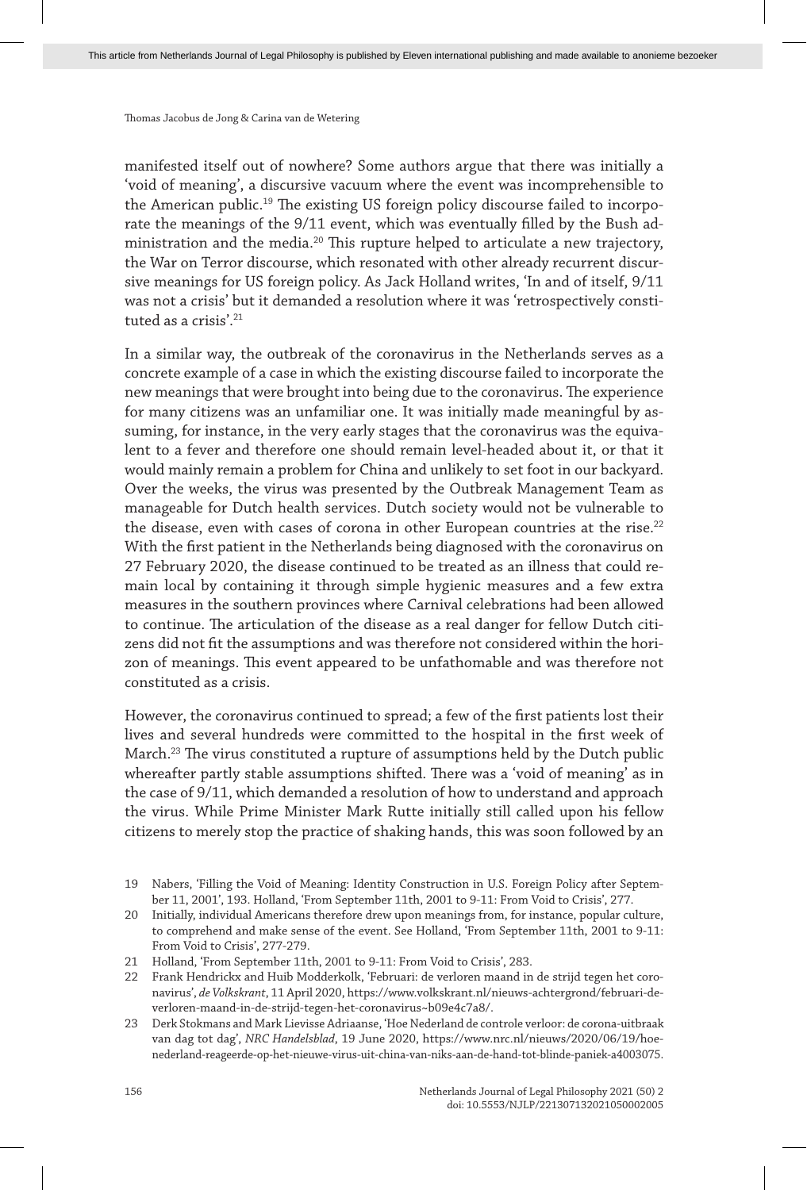manifested itself out of nowhere? Some authors argue that there was initially a 'void of meaning', a discursive vacuum where the event was incomprehensible to the American public.[19] The existing US foreign policy discourse failed to incorporate the meanings of the 9/11 event, which was eventually filled by the Bush administration and the media.[20] This rupture helped to articulate a new trajectory, the War on Terror discourse, which resonated with other already recurrent discursive meanings for US foreign policy. As Jack Holland writes, 'In and of itself, 9/11 was not a crisis' but it demanded a resolution where it was 'retrospectively constituted as a crisis'.[21]

In a similar way, the outbreak of the coronavirus in the Netherlands serves as a concrete example of a case in which the existing discourse failed to incorporate the new meanings that were brought into being due to the coronavirus. The experience for many citizens was an unfamiliar one. It was initially made meaningful by assuming, for instance, in the very early stages that the coronavirus was the equivalent to a fever and therefore one should remain level-headed about it, or that it would mainly remain a problem for China and unlikely to set foot in our backyard. Over the weeks, the virus was presented by the Outbreak Management Team as manageable for Dutch health services. Dutch society would not be vulnerable to the disease, even with cases of corona in other European countries at the rise.[22] With the first patient in the Netherlands being diagnosed with the coronavirus on 27 February 2020, the disease continued to be treated as an illness that could remain local by containing it through simple hygienic measures and a few extra measures in the southern provinces where Carnival celebrations had been allowed to continue. The articulation of the disease as a real danger for fellow Dutch citizens did not fit the assumptions and was therefore not considered within the horizon of meanings. This event appeared to be unfathomable and was therefore not constituted as a crisis.

However, the coronavirus continued to spread; a few of the first patients lost their lives and several hundreds were committed to the hospital in the first week of March.[23] The virus constituted a rupture of assumptions held by the Dutch public whereafter partly stable assumptions shifted. There was a 'void of meaning' as in the case of 9/11, which demanded a resolution of how to understand and approach the virus. While Prime Minister Mark Rutte initially still called upon his fellow citizens to merely stop the practice of shaking hands, this was soon followed by an

---

19 Nabers, 'Filling the Void of Meaning: Identity Construction in U.S. Foreign Policy after September 11, 2001', 193. Holland, 'From September 11th, 2001 to 9-11: From Void to Crisis', 277.

20 Initially, individual Americans therefore drew upon meanings from, for instance, popular culture, to comprehend and make sense of the event. See Holland, 'From September 11th, 2001 to 9-11: From Void to Crisis', 277-279.

21 Holland, 'From September 11th, 2001 to 9-11: From Void to Crisis', 283.

22 Frank Hendrickx and Huib Modderkolk, 'Februari: de verloren maand in de strijd tegen het coronavirus', *de Volkskrant*, 11 April 2020, https://www.volkskrant.nl/nieuws-achtergrond/februari-de-verloren-maand-in-de-strijd-tegen-het-coronavirus~b09e4c7a8/.

23 Derk Stokmans and Mark Lievisse Adriaanse, 'Hoe Nederland de controle verloor: de corona-uitbraak van dag tot dag', *NRC Handelsblad*, 19 June 2020, https://www.nrc.nl/nieuws/2020/06/19/hoe-nederland-reageerde-op-het-nieuwe-virus-uit-china-van-niks-aan-de-hand-tot-blinde-paniek-a4003075.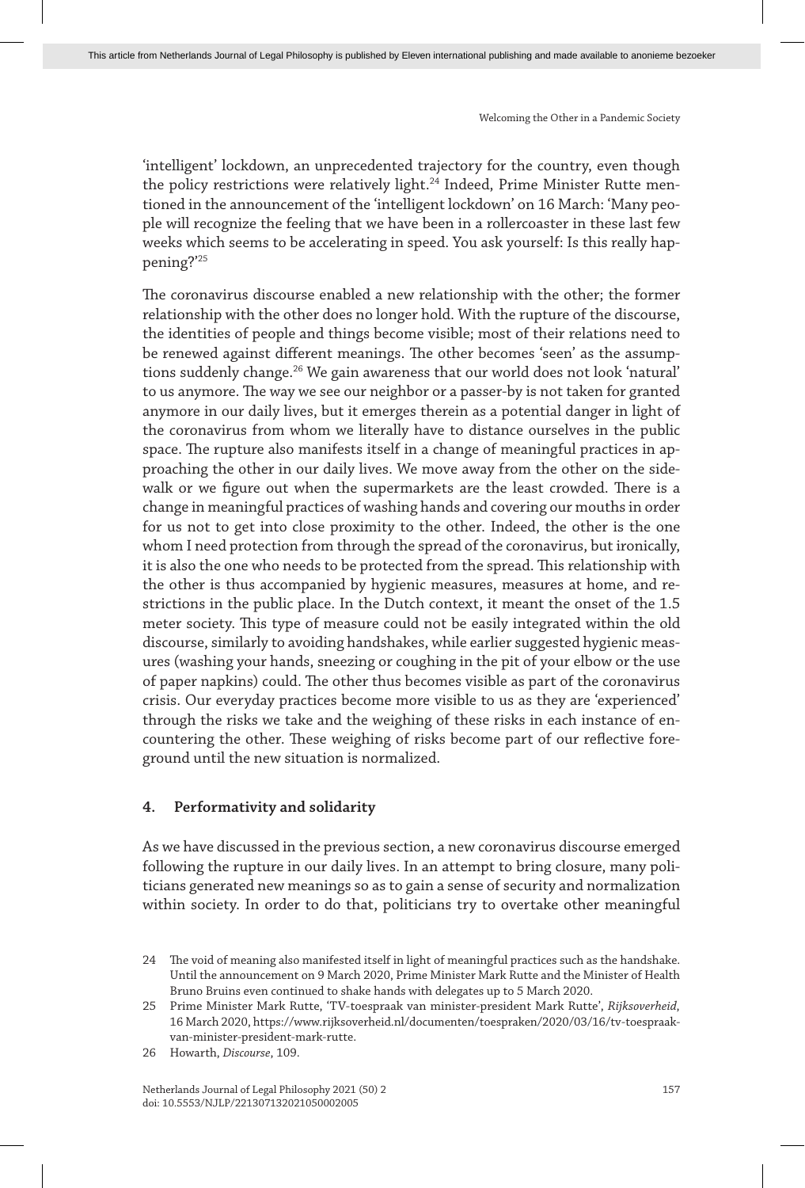'intelligent' lockdown, an unprecedented trajectory for the country, even though the policy restrictions were relatively light.[24] Indeed, Prime Minister Rutte mentioned in the announcement of the 'intelligent lockdown' on 16 March: 'Many people will recognize the feeling that we have been in a rollercoaster in these last few weeks which seems to be accelerating in speed. You ask yourself: Is this really happening?'[25]

The coronavirus discourse enabled a new relationship with the other; the former relationship with the other does no longer hold. With the rupture of the discourse, the identities of people and things become visible; most of their relations need to be renewed against different meanings. The other becomes 'seen' as the assumptions suddenly change.[26] We gain awareness that our world does not look 'natural' to us anymore. The way we see our neighbor or a passer-by is not taken for granted anymore in our daily lives, but it emerges therein as a potential danger in light of the coronavirus from whom we literally have to distance ourselves in the public space. The rupture also manifests itself in a change of meaningful practices in approaching the other in our daily lives. We move away from the other on the sidewalk or we figure out when the supermarkets are the least crowded. There is a change in meaningful practices of washing hands and covering our mouths in order for us not to get into close proximity to the other. Indeed, the other is the one whom I need protection from through the spread of the coronavirus, but ironically, it is also the one who needs to be protected from the spread. This relationship with the other is thus accompanied by hygienic measures, measures at home, and restrictions in the public place. In the Dutch context, it meant the onset of the 1.5 meter society. This type of measure could not be easily integrated within the old discourse, similarly to avoiding handshakes, while earlier suggested hygienic measures (washing your hands, sneezing or coughing in the pit of your elbow or the use of paper napkins) could. The other thus becomes visible as part of the coronavirus crisis. Our everyday practices become more visible to us as they are 'experienced' through the risks we take and the weighing of these risks in each instance of encountering the other. These weighing of risks become part of our reflective foreground until the new situation is normalized.

## 4. Performativity and solidarity

As we have discussed in the previous section, a new coronavirus discourse emerged following the rupture in our daily lives. In an attempt to bring closure, many politicians generated new meanings so as to gain a sense of security and normalization within society. In order to do that, politicians try to overtake other meaningful

24 The void of meaning also manifested itself in light of meaningful practices such as the handshake. Until the announcement on 9 March 2020, Prime Minister Mark Rutte and the Minister of Health Bruno Bruins even continued to shake hands with delegates up to 5 March 2020.

25 Prime Minister Mark Rutte, 'TV-toespraak van minister-president Mark Rutte', *Rijksoverheid*, 16 March 2020, https://www.rijksoverheid.nl/documenten/toespraken/2020/03/16/tv-toespraak-van-minister-president-mark-rutte.

26 Howarth, *Discourse*, 109.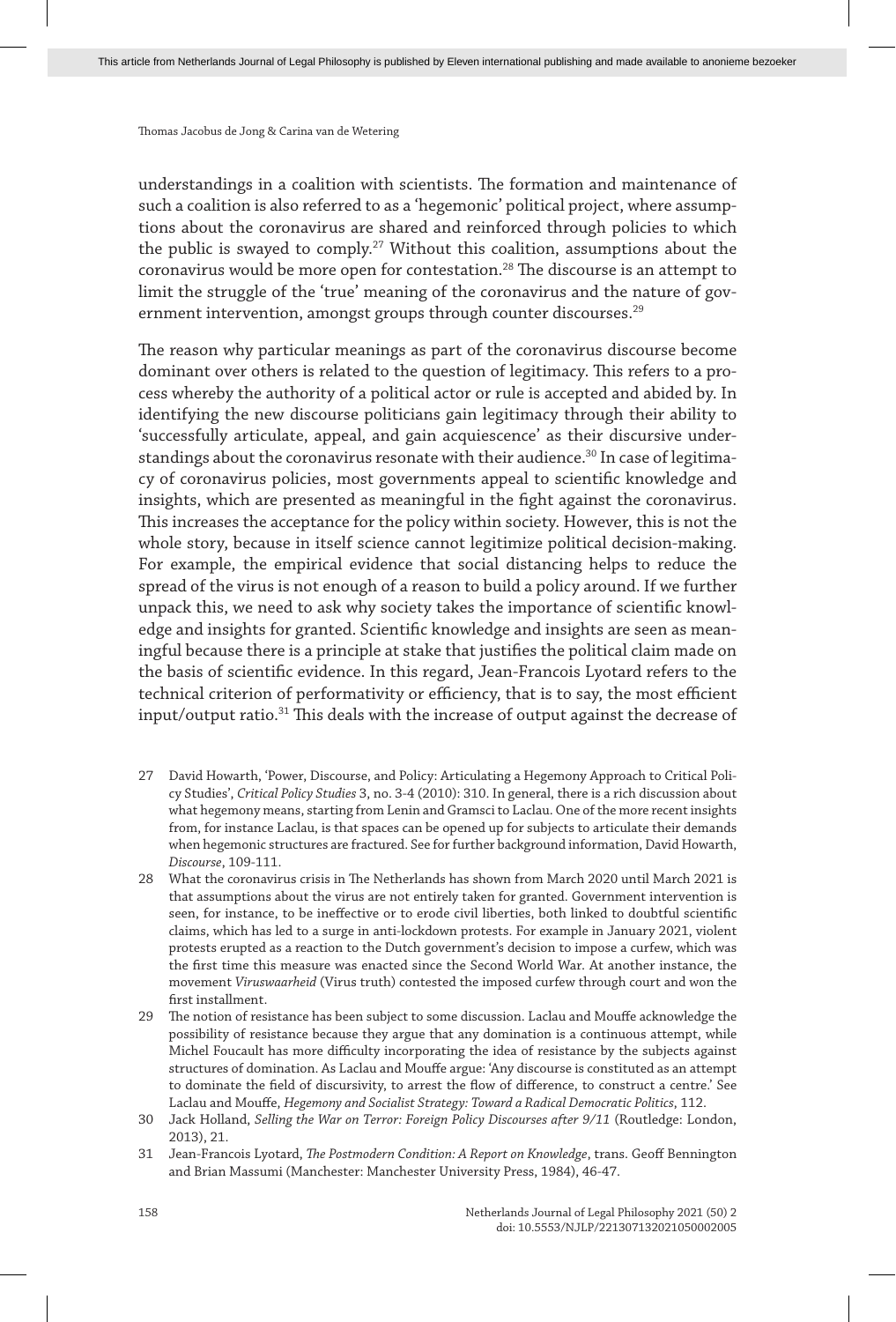understandings in a coalition with scientists. The formation and maintenance of such a coalition is also referred to as a 'hegemonic' political project, where assumptions about the coronavirus are shared and reinforced through policies to which the public is swayed to comply.[27] Without this coalition, assumptions about the coronavirus would be more open for contestation.[28] The discourse is an attempt to limit the struggle of the 'true' meaning of the coronavirus and the nature of government intervention, amongst groups through counter discourses.[29]

The reason why particular meanings as part of the coronavirus discourse become dominant over others is related to the question of legitimacy. This refers to a process whereby the authority of a political actor or rule is accepted and abided by. In identifying the new discourse politicians gain legitimacy through their ability to 'successfully articulate, appeal, and gain acquiescence' as their discursive understandings about the coronavirus resonate with their audience.[30] In case of legitimacy of coronavirus policies, most governments appeal to scientific knowledge and insights, which are presented as meaningful in the fight against the coronavirus. This increases the acceptance for the policy within society. However, this is not the whole story, because in itself science cannot legitimize political decision-making. For example, the empirical evidence that social distancing helps to reduce the spread of the virus is not enough of a reason to build a policy around. If we further unpack this, we need to ask why society takes the importance of scientific knowledge and insights for granted. Scientific knowledge and insights are seen as meaningful because there is a principle at stake that justifies the political claim made on the basis of scientific evidence. In this regard, Jean-Francois Lyotard refers to the technical criterion of performativity or efficiency, that is to say, the most efficient input/output ratio.[31] This deals with the increase of output against the decrease of

27 David Howarth, 'Power, Discourse, and Policy: Articulating a Hegemony Approach to Critical Policy Studies', *Critical Policy Studies* 3, no. 3-4 (2010): 310. In general, there is a rich discussion about what hegemony means, starting from Lenin and Gramsci to Laclau. One of the more recent insights from, for instance Laclau, is that spaces can be opened up for subjects to articulate their demands when hegemonic structures are fractured. See for further background information, David Howarth, *Discourse*, 109-111.

28 What the coronavirus crisis in The Netherlands has shown from March 2020 until March 2021 is that assumptions about the virus are not entirely taken for granted. Government intervention is seen, for instance, to be ineffective or to erode civil liberties, both linked to doubtful scientific claims, which has led to a surge in anti-lockdown protests. For example in January 2021, violent protests erupted as a reaction to the Dutch government's decision to impose a curfew, which was the first time this measure was enacted since the Second World War. At another instance, the movement *Viruswaarheid* (Virus truth) contested the imposed curfew through court and won the first installment.

29 The notion of resistance has been subject to some discussion. Laclau and Mouffe acknowledge the possibility of resistance because they argue that any domination is a continuous attempt, while Michel Foucault has more difficulty incorporating the idea of resistance by the subjects against structures of domination. As Laclau and Mouffe argue: 'Any discourse is constituted as an attempt to dominate the field of discursivity, to arrest the flow of difference, to construct a centre.' See Laclau and Mouffe, *Hegemony and Socialist Strategy: Toward a Radical Democratic Politics*, 112.

30 Jack Holland, *Selling the War on Terror: Foreign Policy Discourses after 9/11* (Routledge: London, 2013), 21.

31 Jean-Francois Lyotard, *The Postmodern Condition: A Report on Knowledge*, trans. Geoff Bennington and Brian Massumi (Manchester: Manchester University Press, 1984), 46-47.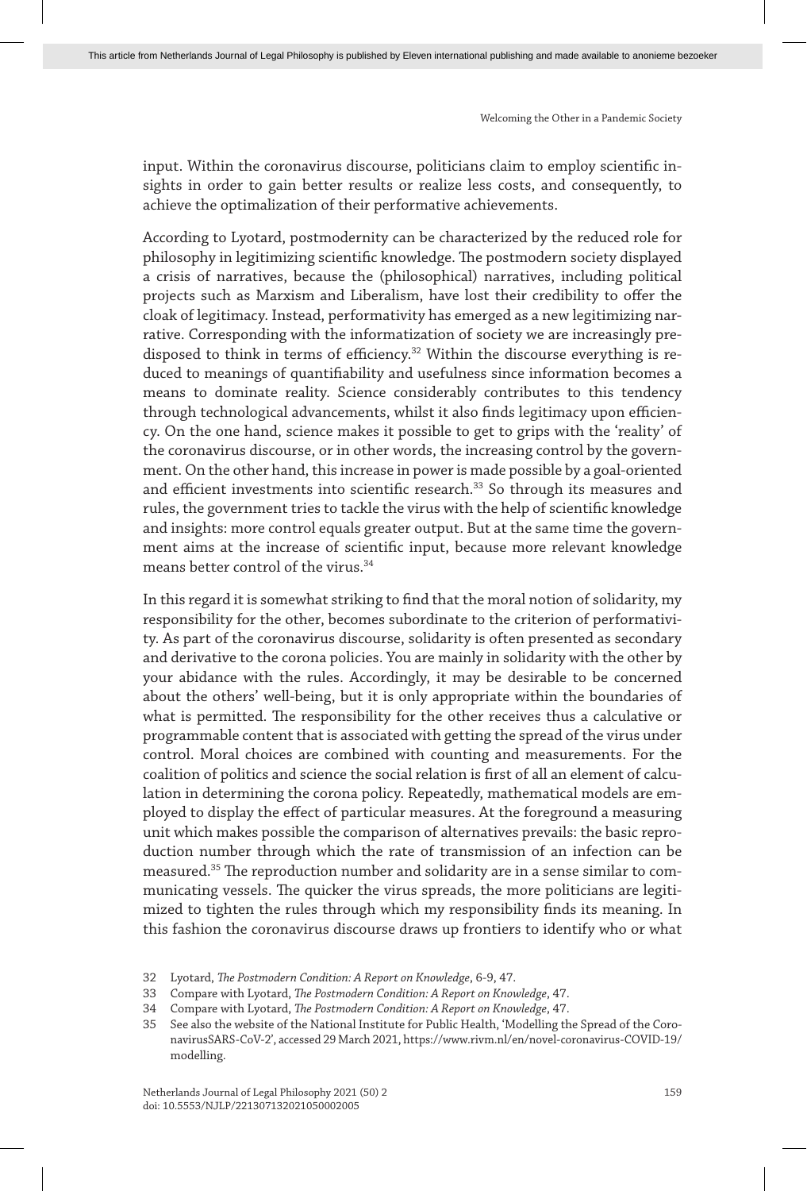input. Within the coronavirus discourse, politicians claim to employ scientific insights in order to gain better results or realize less costs, and consequently, to achieve the optimalization of their performative achievements.

According to Lyotard, postmodernity can be characterized by the reduced role for philosophy in legitimizing scientific knowledge. The postmodern society displayed a crisis of narratives, because the (philosophical) narratives, including political projects such as Marxism and Liberalism, have lost their credibility to offer the cloak of legitimacy. Instead, performativity has emerged as a new legitimizing narrative. Corresponding with the informatization of society we are increasingly predisposed to think in terms of efficiency.[32] Within the discourse everything is reduced to meanings of quantifiability and usefulness since information becomes a means to dominate reality. Science considerably contributes to this tendency through technological advancements, whilst it also finds legitimacy upon efficiency. On the one hand, science makes it possible to get to grips with the 'reality' of the coronavirus discourse, or in other words, the increasing control by the government. On the other hand, this increase in power is made possible by a goal-oriented and efficient investments into scientific research.[33] So through its measures and rules, the government tries to tackle the virus with the help of scientific knowledge and insights: more control equals greater output. But at the same time the government aims at the increase of scientific input, because more relevant knowledge means better control of the virus.[34]

In this regard it is somewhat striking to find that the moral notion of solidarity, my responsibility for the other, becomes subordinate to the criterion of performativity. As part of the coronavirus discourse, solidarity is often presented as secondary and derivative to the corona policies. You are mainly in solidarity with the other by your abidance with the rules. Accordingly, it may be desirable to be concerned about the others' well-being, but it is only appropriate within the boundaries of what is permitted. The responsibility for the other receives thus a calculative or programmable content that is associated with getting the spread of the virus under control. Moral choices are combined with counting and measurements. For the coalition of politics and science the social relation is first of all an element of calculation in determining the corona policy. Repeatedly, mathematical models are employed to display the effect of particular measures. At the foreground a measuring unit which makes possible the comparison of alternatives prevails: the basic reproduction number through which the rate of transmission of an infection can be measured.[35] The reproduction number and solidarity are in a sense similar to communicating vessels. The quicker the virus spreads, the more politicians are legitimized to tighten the rules through which my responsibility finds its meaning. In this fashion the coronavirus discourse draws up frontiers to identify who or what

---

32 Lyotard, *The Postmodern Condition: A Report on Knowledge*, 6-9, 47.

33 Compare with Lyotard, *The Postmodern Condition: A Report on Knowledge*, 47.

34 Compare with Lyotard, *The Postmodern Condition: A Report on Knowledge*, 47.

35 See also the website of the National Institute for Public Health, 'Modelling the Spread of the CoronavirusSARS-CoV-2', accessed 29 March 2021, https://www.rivm.nl/en/novel-coronavirus-COVID-19/modelling.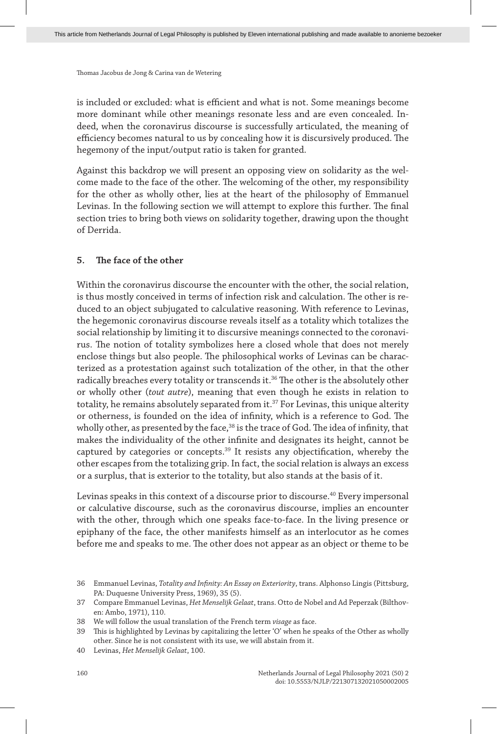is included or excluded: what is efficient and what is not. Some meanings become more dominant while other meanings resonate less and are even concealed. Indeed, when the coronavirus discourse is successfully articulated, the meaning of efficiency becomes natural to us by concealing how it is discursively produced. The hegemony of the input/output ratio is taken for granted.

Against this backdrop we will present an opposing view on solidarity as the welcome made to the face of the other. The welcoming of the other, my responsibility for the other as wholly other, lies at the heart of the philosophy of Emmanuel Levinas. In the following section we will attempt to explore this further. The final section tries to bring both views on solidarity together, drawing upon the thought of Derrida.

## 5. The face of the other

Within the coronavirus discourse the encounter with the other, the social relation, is thus mostly conceived in terms of infection risk and calculation. The other is reduced to an object subjugated to calculative reasoning. With reference to Levinas, the hegemonic coronavirus discourse reveals itself as a totality which totalizes the social relationship by limiting it to discursive meanings connected to the coronavirus. The notion of totality symbolizes here a closed whole that does not merely enclose things but also people. The philosophical works of Levinas can be characterized as a protestation against such totalization of the other, in that the other radically breaches every totality or transcends it.[36] The other is the absolutely other or wholly other (*tout autre*), meaning that even though he exists in relation to totality, he remains absolutely separated from it.[37] For Levinas, this unique alterity or otherness, is founded on the idea of infinity, which is a reference to God. The wholly other, as presented by the face,[38] is the trace of God. The idea of infinity, that makes the individuality of the other infinite and designates its height, cannot be captured by categories or concepts.[39] It resists any objectification, whereby the other escapes from the totalizing grip. In fact, the social relation is always an excess or a surplus, that is exterior to the totality, but also stands at the basis of it.

Levinas speaks in this context of a discourse prior to discourse.[40] Every impersonal or calculative discourse, such as the coronavirus discourse, implies an encounter with the other, through which one speaks face-to-face. In the living presence or epiphany of the face, the other manifests himself as an interlocutor as he comes before me and speaks to me. The other does not appear as an object or theme to be

36 Emmanuel Levinas, *Totality and Infinity: An Essay on Exteriority*, trans. Alphonso Lingis (Pittsburg, PA: Duquesne University Press, 1969), 35 (5).

37 Compare Emmanuel Levinas, *Het Menselijk Gelaat*, trans. Otto de Nobel and Ad Peperzak (Bilthoven: Ambo, 1971), 110.

38 We will follow the usual translation of the French term *visage* as face.

39 This is highlighted by Levinas by capitalizing the letter 'O' when he speaks of the Other as wholly other. Since he is not consistent with its use, we will abstain from it.

40 Levinas, *Het Menselijk Gelaat*, 100.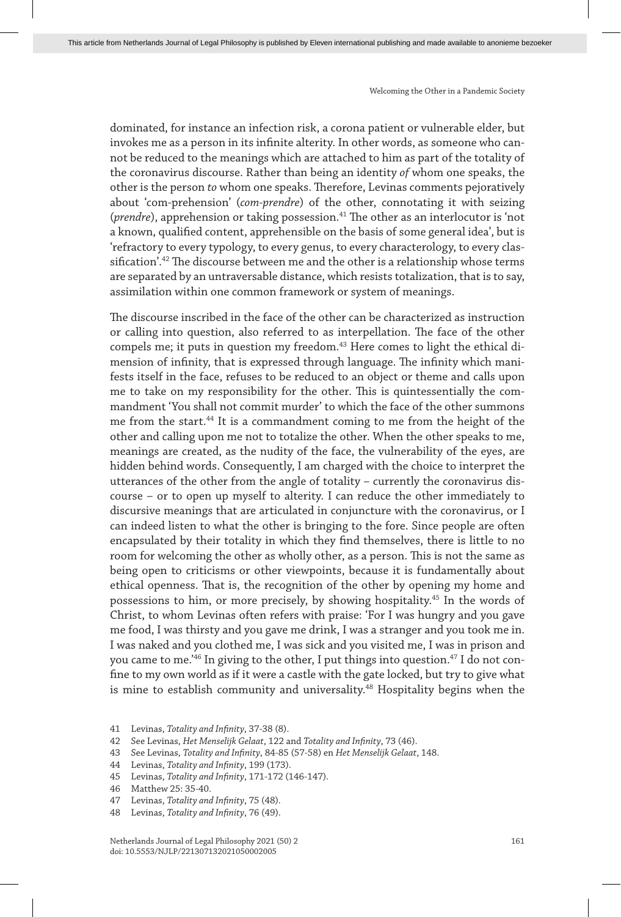dominated, for instance an infection risk, a corona patient or vulnerable elder, but invokes me as a person in its infinite alterity. In other words, as someone who cannot be reduced to the meanings which are attached to him as part of the totality of the coronavirus discourse. Rather than being an identity *of* whom one speaks, the other is the person *to* whom one speaks. Therefore, Levinas comments pejoratively about 'com-prehension' (*com-prendre*) of the other, connotating it with seizing (*prendre*), apprehension or taking possession.[41] The other as an interlocutor is 'not a known, qualified content, apprehensible on the basis of some general idea', but is 'refractory to every typology, to every genus, to every characterology, to every classification'.[42] The discourse between me and the other is a relationship whose terms are separated by an untraversable distance, which resists totalization, that is to say, assimilation within one common framework or system of meanings.

The discourse inscribed in the face of the other can be characterized as instruction or calling into question, also referred to as interpellation. The face of the other compels me; it puts in question my freedom.[43] Here comes to light the ethical dimension of infinity, that is expressed through language. The infinity which manifests itself in the face, refuses to be reduced to an object or theme and calls upon me to take on my responsibility for the other. This is quintessentially the commandment 'You shall not commit murder' to which the face of the other summons me from the start.[44] It is a commandment coming to me from the height of the other and calling upon me not to totalize the other. When the other speaks to me, meanings are created, as the nudity of the face, the vulnerability of the eyes, are hidden behind words. Consequently, I am charged with the choice to interpret the utterances of the other from the angle of totality – currently the coronavirus discourse – or to open up myself to alterity. I can reduce the other immediately to discursive meanings that are articulated in conjuncture with the coronavirus, or I can indeed listen to what the other is bringing to the fore. Since people are often encapsulated by their totality in which they find themselves, there is little to no room for welcoming the other as wholly other, as a person. This is not the same as being open to criticisms or other viewpoints, because it is fundamentally about ethical openness. That is, the recognition of the other by opening my home and possessions to him, or more precisely, by showing hospitality.[45] In the words of Christ, to whom Levinas often refers with praise: 'For I was hungry and you gave me food, I was thirsty and you gave me drink, I was a stranger and you took me in. I was naked and you clothed me, I was sick and you visited me, I was in prison and you came to me.'[46] In giving to the other, I put things into question.[47] I do not confine to my own world as if it were a castle with the gate locked, but try to give what is mine to establish community and universality.[48] Hospitality begins when the

41 Levinas, *Totality and Infinity*, 37-38 (8).

42 See Levinas, *Het Menselijk Gelaat*, 122 and *Totality and Infinity*, 73 (46).

43 See Levinas, *Totality and Infinity*, 84-85 (57-58) en *Het Menselijk Gelaat*, 148.

44 Levinas, *Totality and Infinity*, 199 (173).

45 Levinas, *Totality and Infinity*, 171-172 (146-147).

46 Matthew 25: 35-40.

47 Levinas, *Totality and Infinity*, 75 (48).

48 Levinas, *Totality and Infinity*, 76 (49).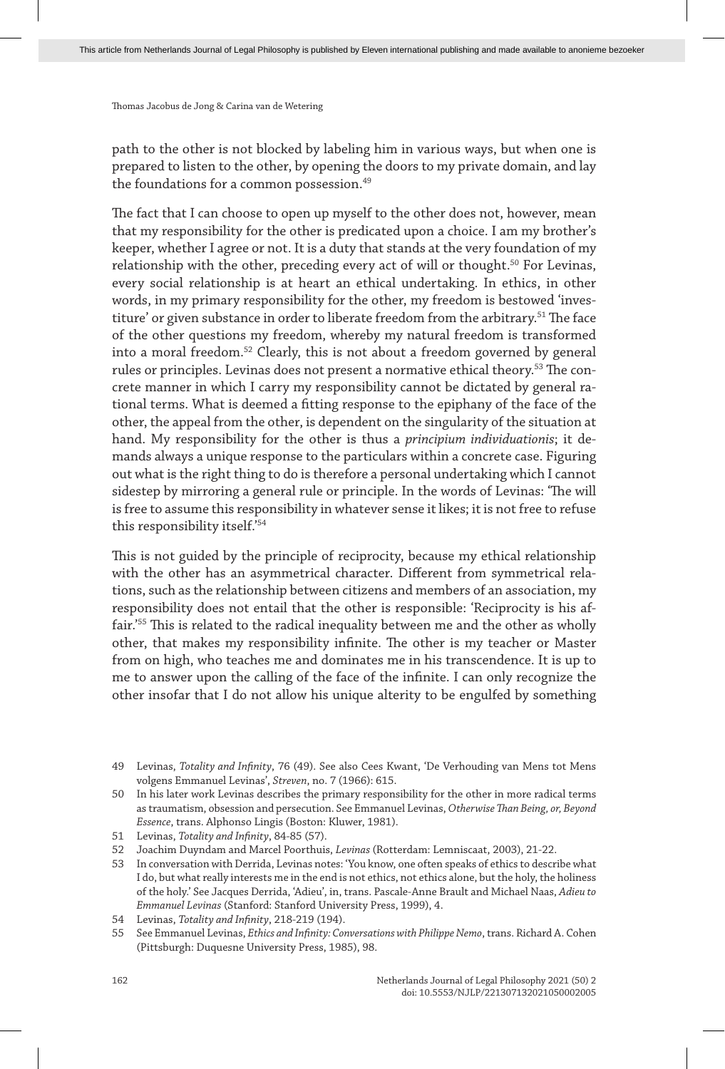path to the other is not blocked by labeling him in various ways, but when one is prepared to listen to the other, by opening the doors to my private domain, and lay the foundations for a common possession.[49]

The fact that I can choose to open up myself to the other does not, however, mean that my responsibility for the other is predicated upon a choice. I am my brother's keeper, whether I agree or not. It is a duty that stands at the very foundation of my relationship with the other, preceding every act of will or thought.[50] For Levinas, every social relationship is at heart an ethical undertaking. In ethics, in other words, in my primary responsibility for the other, my freedom is bestowed 'investiture' or given substance in order to liberate freedom from the arbitrary.[51] The face of the other questions my freedom, whereby my natural freedom is transformed into a moral freedom.[52] Clearly, this is not about a freedom governed by general rules or principles. Levinas does not present a normative ethical theory.[53] The concrete manner in which I carry my responsibility cannot be dictated by general rational terms. What is deemed a fitting response to the epiphany of the face of the other, the appeal from the other, is dependent on the singularity of the situation at hand. My responsibility for the other is thus a *principium individuationis*; it demands always a unique response to the particulars within a concrete case. Figuring out what is the right thing to do is therefore a personal undertaking which I cannot sidestep by mirroring a general rule or principle. In the words of Levinas: 'The will is free to assume this responsibility in whatever sense it likes; it is not free to refuse this responsibility itself.'[54]

This is not guided by the principle of reciprocity, because my ethical relationship with the other has an asymmetrical character. Different from symmetrical relations, such as the relationship between citizens and members of an association, my responsibility does not entail that the other is responsible: 'Reciprocity is his affair.'[55] This is related to the radical inequality between me and the other as wholly other, that makes my responsibility infinite. The other is my teacher or Master from on high, who teaches me and dominates me in his transcendence. It is up to me to answer upon the calling of the face of the infinite. I can only recognize the other insofar that I do not allow his unique alterity to be engulfed by something

49 Levinas, *Totality and Infinity*, 76 (49). See also Cees Kwant, 'De Verhouding van Mens tot Mens volgens Emmanuel Levinas', *Streven*, no. 7 (1966): 615.

50 In his later work Levinas describes the primary responsibility for the other in more radical terms as traumatism, obsession and persecution. See Emmanuel Levinas, *Otherwise Than Being, or, Beyond Essence*, trans. Alphonso Lingis (Boston: Kluwer, 1981).

51 Levinas, *Totality and Infinity*, 84-85 (57).

52 Joachim Duyndam and Marcel Poorthuis, *Levinas* (Rotterdam: Lemniscaat, 2003), 21-22.

53 In conversation with Derrida, Levinas notes: 'You know, one often speaks of ethics to describe what I do, but what really interests me in the end is not ethics, not ethics alone, but the holy, the holiness of the holy.' See Jacques Derrida, 'Adieu', in, trans. Pascale-Anne Brault and Michael Naas, *Adieu to Emmanuel Levinas* (Stanford: Stanford University Press, 1999), 4.

54 Levinas, *Totality and Infinity*, 218-219 (194).

55 See Emmanuel Levinas, *Ethics and Infinity: Conversations with Philippe Nemo*, trans. Richard A. Cohen (Pittsburgh: Duquesne University Press, 1985), 98.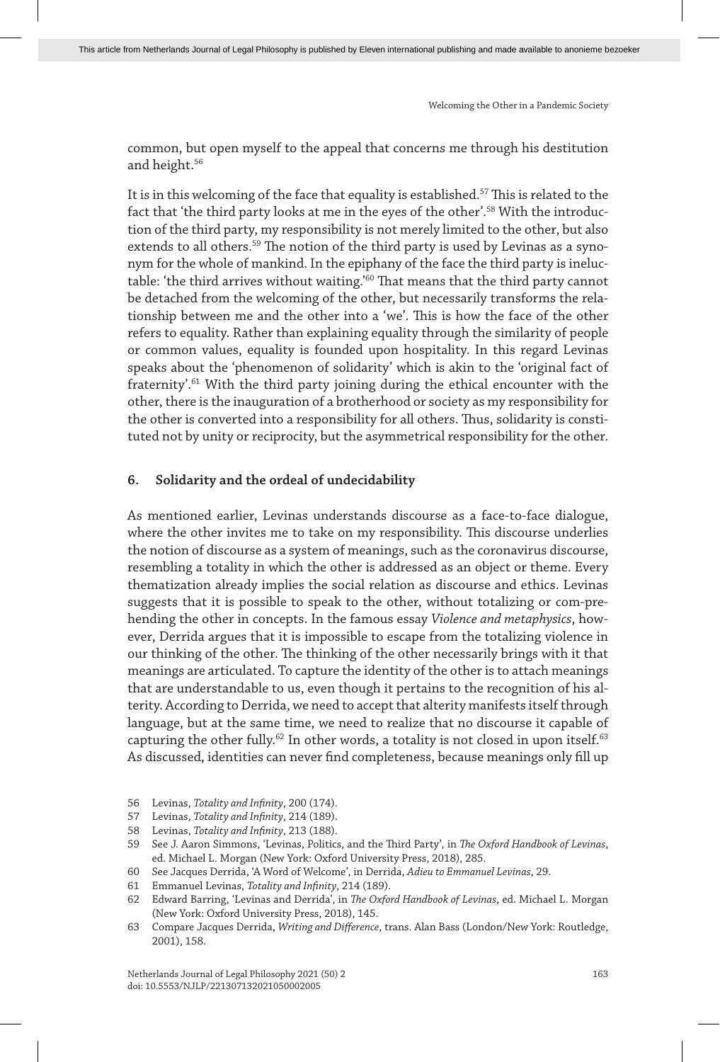common, but open myself to the appeal that concerns me through his destitution and height.[56]

It is in this welcoming of the face that equality is established.[57] This is related to the fact that 'the third party looks at me in the eyes of the other'.[58] With the introduction of the third party, my responsibility is not merely limited to the other, but also extends to all others.[59] The notion of the third party is used by Levinas as a synonym for the whole of mankind. In the epiphany of the face the third party is ineluctable: 'the third arrives without waiting.'[60] That means that the third party cannot be detached from the welcoming of the other, but necessarily transforms the relationship between me and the other into a 'we'. This is how the face of the other refers to equality. Rather than explaining equality through the similarity of people or common values, equality is founded upon hospitality. In this regard Levinas speaks about the 'phenomenon of solidarity' which is akin to the 'original fact of fraternity'.[61] With the third party joining during the ethical encounter with the other, there is the inauguration of a brotherhood or society as my responsibility for the other is converted into a responsibility for all others. Thus, solidarity is constituted not by unity or reciprocity, but the asymmetrical responsibility for the other.

## 6. Solidarity and the ordeal of undecidability

As mentioned earlier, Levinas understands discourse as a face-to-face dialogue, where the other invites me to take on my responsibility. This discourse underlies the notion of discourse as a system of meanings, such as the coronavirus discourse, resembling a totality in which the other is addressed as an object or theme. Every thematization already implies the social relation as discourse and ethics. Levinas suggests that it is possible to speak to the other, without totalizing or com-prehending the other in concepts. In the famous essay *Violence and metaphysics*, however, Derrida argues that it is impossible to escape from the totalizing violence in our thinking of the other. The thinking of the other necessarily brings with it that meanings are articulated. To capture the identity of the other is to attach meanings that are understandable to us, even though it pertains to the recognition of his alterity. According to Derrida, we need to accept that alterity manifests itself through language, but at the same time, we need to realize that no discourse it capable of capturing the other fully.[62] In other words, a totality is not closed in upon itself.[63] As discussed, identities can never find completeness, because meanings only fill up

56 Levinas, *Totality and Infinity*, 200 (174).

57 Levinas, *Totality and Infinity*, 214 (189).

58 Levinas, *Totality and Infinity*, 213 (188).

59 See J. Aaron Simmons, 'Levinas, Politics, and the Third Party', in *The Oxford Handbook of Levinas*, ed. Michael L. Morgan (New York: Oxford University Press, 2018), 285.

60 See Jacques Derrida, 'A Word of Welcome', in Derrida, *Adieu to Emmanuel Levinas*, 29.

61 Emmanuel Levinas, *Totality and Infinity*, 214 (189).

62 Edward Barring, 'Levinas and Derrida', in *The Oxford Handbook of Levinas*, ed. Michael L. Morgan (New York: Oxford University Press, 2018), 145.

63 Compare Jacques Derrida, *Writing and Difference*, trans. Alan Bass (London/New York: Routledge, 2001), 158.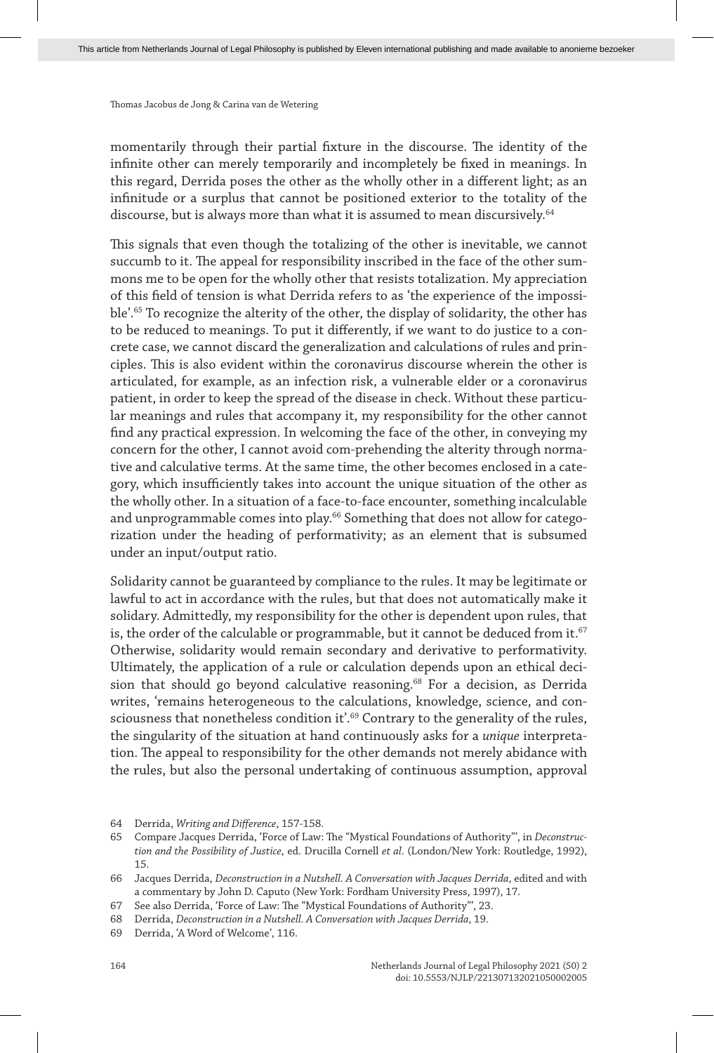momentarily through their partial fixture in the discourse. The identity of the infinite other can merely temporarily and incompletely be fixed in meanings. In this regard, Derrida poses the other as the wholly other in a different light; as an infinitude or a surplus that cannot be positioned exterior to the totality of the discourse, but is always more than what it is assumed to mean discursively.[64]

This signals that even though the totalizing of the other is inevitable, we cannot succumb to it. The appeal for responsibility inscribed in the face of the other summons me to be open for the wholly other that resists totalization. My appreciation of this field of tension is what Derrida refers to as 'the experience of the impossible'.[65] To recognize the alterity of the other, the display of solidarity, the other has to be reduced to meanings. To put it differently, if we want to do justice to a concrete case, we cannot discard the generalization and calculations of rules and principles. This is also evident within the coronavirus discourse wherein the other is articulated, for example, as an infection risk, a vulnerable elder or a coronavirus patient, in order to keep the spread of the disease in check. Without these particular meanings and rules that accompany it, my responsibility for the other cannot find any practical expression. In welcoming the face of the other, in conveying my concern for the other, I cannot avoid com-prehending the alterity through normative and calculative terms. At the same time, the other becomes enclosed in a category, which insufficiently takes into account the unique situation of the other as the wholly other. In a situation of a face-to-face encounter, something incalculable and unprogrammable comes into play.[66] Something that does not allow for categorization under the heading of performativity; as an element that is subsumed under an input/output ratio.

Solidarity cannot be guaranteed by compliance to the rules. It may be legitimate or lawful to act in accordance with the rules, but that does not automatically make it solidary. Admittedly, my responsibility for the other is dependent upon rules, that is, the order of the calculable or programmable, but it cannot be deduced from it.[67] Otherwise, solidarity would remain secondary and derivative to performativity. Ultimately, the application of a rule or calculation depends upon an ethical decision that should go beyond calculative reasoning.[68] For a decision, as Derrida writes, 'remains heterogeneous to the calculations, knowledge, science, and consciousness that nonetheless condition it'.[69] Contrary to the generality of the rules, the singularity of the situation at hand continuously asks for a *unique* interpretation. The appeal to responsibility for the other demands not merely abidance with the rules, but also the personal undertaking of continuous assumption, approval

64 Derrida, *Writing and Difference*, 157-158.

65 Compare Jacques Derrida, 'Force of Law: The "Mystical Foundations of Authority"', in *Deconstruction and the Possibility of Justice*, ed. Drucilla Cornell *et al*. (London/New York: Routledge, 1992), 15.

66 Jacques Derrida, *Deconstruction in a Nutshell. A Conversation with Jacques Derrida*, edited and with a commentary by John D. Caputo (New York: Fordham University Press, 1997), 17.

67 See also Derrida, 'Force of Law: The "Mystical Foundations of Authority"', 23.

68 Derrida, *Deconstruction in a Nutshell. A Conversation with Jacques Derrida*, 19.

69 Derrida, 'A Word of Welcome', 116.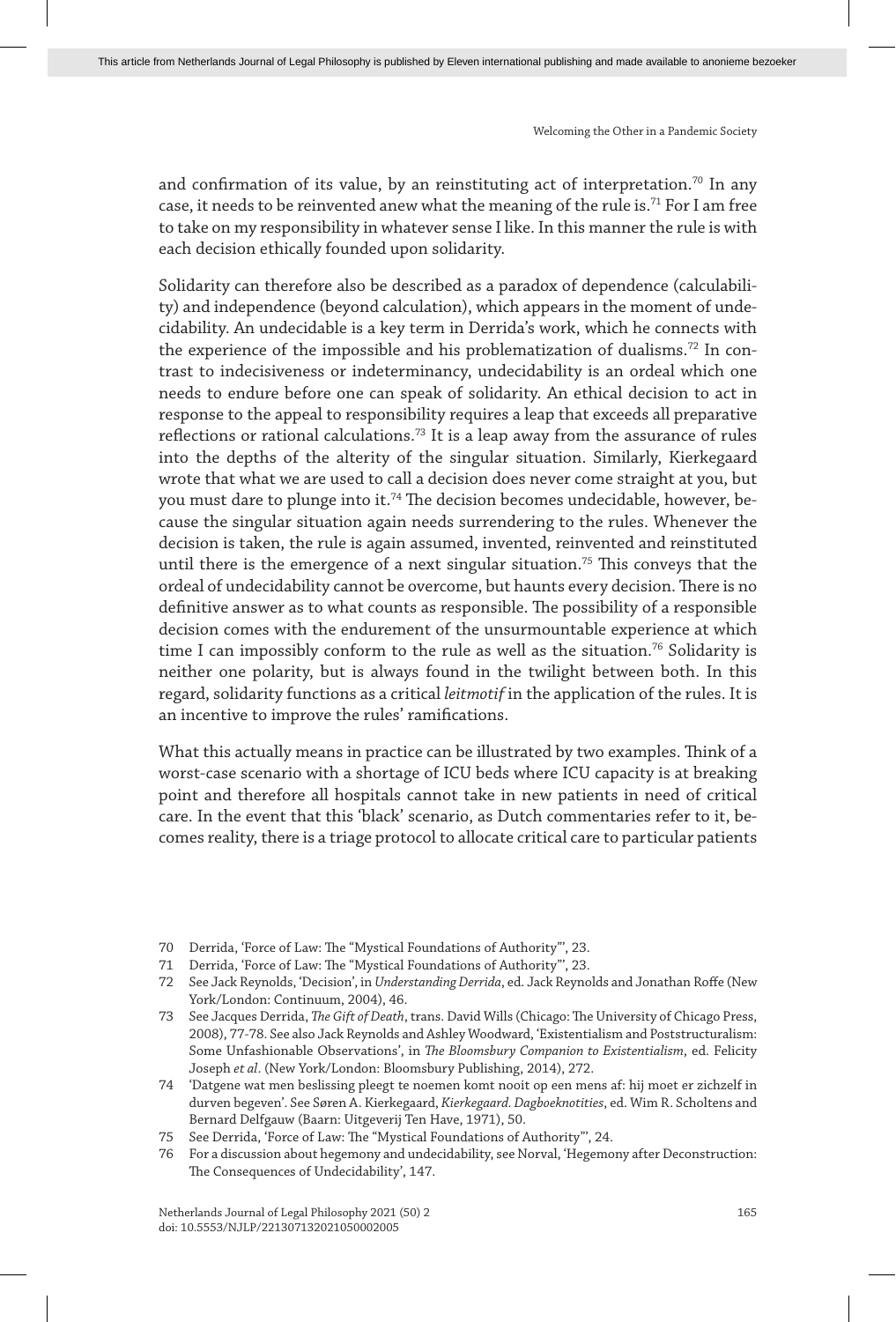and confirmation of its value, by an reinstituting act of interpretation.[70] In any case, it needs to be reinvented anew what the meaning of the rule is.[71] For I am free to take on my responsibility in whatever sense I like. In this manner the rule is with each decision ethically founded upon solidarity.

Solidarity can therefore also be described as a paradox of dependence (calculability) and independence (beyond calculation), which appears in the moment of undecidability. An undecidable is a key term in Derrida's work, which he connects with the experience of the impossible and his problematization of dualisms.[72] In contrast to indecisiveness or indeterminancy, undecidability is an ordeal which one needs to endure before one can speak of solidarity. An ethical decision to act in response to the appeal to responsibility requires a leap that exceeds all preparative reflections or rational calculations.[73] It is a leap away from the assurance of rules into the depths of the alterity of the singular situation. Similarly, Kierkegaard wrote that what we are used to call a decision does never come straight at you, but you must dare to plunge into it.[74] The decision becomes undecidable, however, because the singular situation again needs surrendering to the rules. Whenever the decision is taken, the rule is again assumed, invented, reinvented and reinstituted until there is the emergence of a next singular situation.[75] This conveys that the ordeal of undecidability cannot be overcome, but haunts every decision. There is no definitive answer as to what counts as responsible. The possibility of a responsible decision comes with the endurement of the unsurmountable experience at which time I can impossibly conform to the rule as well as the situation.[76] Solidarity is neither one polarity, but is always found in the twilight between both. In this regard, solidarity functions as a critical *leitmotif* in the application of the rules. It is an incentive to improve the rules' ramifications.

What this actually means in practice can be illustrated by two examples. Think of a worst-case scenario with a shortage of ICU beds where ICU capacity is at breaking point and therefore all hospitals cannot take in new patients in need of critical care. In the event that this 'black' scenario, as Dutch commentaries refer to it, becomes reality, there is a triage protocol to allocate critical care to particular patients

---

70 Derrida, 'Force of Law: The "Mystical Foundations of Authority"', 23.

71 Derrida, 'Force of Law: The "Mystical Foundations of Authority"', 23.

72 See Jack Reynolds, 'Decision', in *Understanding Derrida*, ed. Jack Reynolds and Jonathan Roffe (New York/London: Continuum, 2004), 46.

73 See Jacques Derrida, *The Gift of Death*, trans. David Wills (Chicago: The University of Chicago Press, 2008), 77-78. See also Jack Reynolds and Ashley Woodward, 'Existentialism and Poststructuralism: Some Unfashionable Observations', in *The Bloomsbury Companion to Existentialism*, ed. Felicity Joseph *et al*. (New York/London: Bloomsbury Publishing, 2014), 272.

74 'Datgene wat men beslissing pleegt te noemen komt nooit op een mens af: hij moet er zichzelf in durven begeven'. See Søren A. Kierkegaard, *Kierkegaard. Dagboeknotities*, ed. Wim R. Scholtens and Bernard Delfgauw (Baarn: Uitgeverij Ten Have, 1971), 50.

75 See Derrida, 'Force of Law: The "Mystical Foundations of Authority"', 24.

76 For a discussion about hegemony and undecidability, see Norval, 'Hegemony after Deconstruction: The Consequences of Undecidability', 147.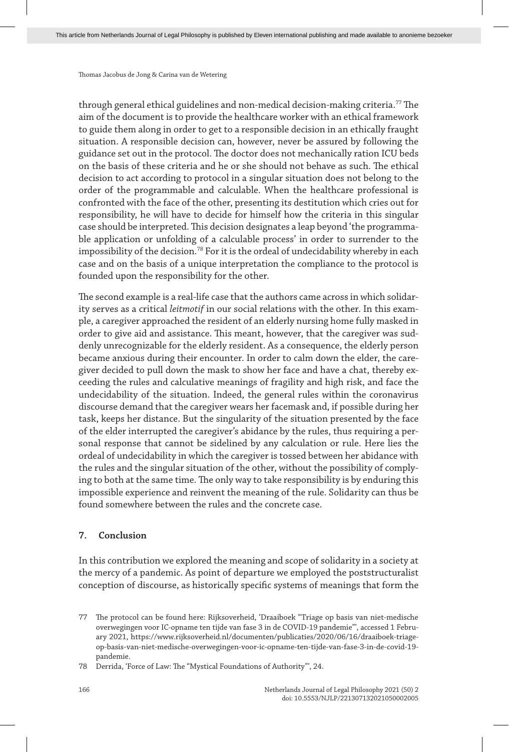through general ethical guidelines and non-medical decision-making criteria.[77] The aim of the document is to provide the healthcare worker with an ethical framework to guide them along in order to get to a responsible decision in an ethically fraught situation. A responsible decision can, however, never be assured by following the guidance set out in the protocol. The doctor does not mechanically ration ICU beds on the basis of these criteria and he or she should not behave as such. The ethical decision to act according to protocol in a singular situation does not belong to the order of the programmable and calculable. When the healthcare professional is confronted with the face of the other, presenting its destitution which cries out for responsibility, he will have to decide for himself how the criteria in this singular case should be interpreted. This decision designates a leap beyond 'the programmable application or unfolding of a calculable process' in order to surrender to the impossibility of the decision.[78] For it is the ordeal of undecidability whereby in each case and on the basis of a unique interpretation the compliance to the protocol is founded upon the responsibility for the other.

The second example is a real-life case that the authors came across in which solidarity serves as a critical *leitmotif* in our social relations with the other. In this example, a caregiver approached the resident of an elderly nursing home fully masked in order to give aid and assistance. This meant, however, that the caregiver was suddenly unrecognizable for the elderly resident. As a consequence, the elderly person became anxious during their encounter. In order to calm down the elder, the caregiver decided to pull down the mask to show her face and have a chat, thereby exceeding the rules and calculative meanings of fragility and high risk, and face the undecidability of the situation. Indeed, the general rules within the coronavirus discourse demand that the caregiver wears her facemask and, if possible during her task, keeps her distance. But the singularity of the situation presented by the face of the elder interrupted the caregiver's abidance by the rules, thus requiring a personal response that cannot be sidelined by any calculation or rule. Here lies the ordeal of undecidability in which the caregiver is tossed between her abidance with the rules and the singular situation of the other, without the possibility of complying to both at the same time. The only way to take responsibility is by enduring this impossible experience and reinvent the meaning of the rule. Solidarity can thus be found somewhere between the rules and the concrete case.

## 7. Conclusion

In this contribution we explored the meaning and scope of solidarity in a society at the mercy of a pandemic. As point of departure we employed the poststructuralist conception of discourse, as historically specific systems of meanings that form the

77 The protocol can be found here: Rijksoverheid, 'Draaiboek "Triage op basis van niet-medische overwegingen voor IC-opname ten tijde van fase 3 in de COVID-19 pandemie"', accessed 1 February 2021, https://www.rijksoverheid.nl/documenten/publicaties/2020/06/16/draaiboek-triage-op-basis-van-niet-medische-overwegingen-voor-ic-opname-ten-tijde-van-fase-3-in-de-covid-19-pandemie.

78 Derrida, 'Force of Law: The "Mystical Foundations of Authority"', 24.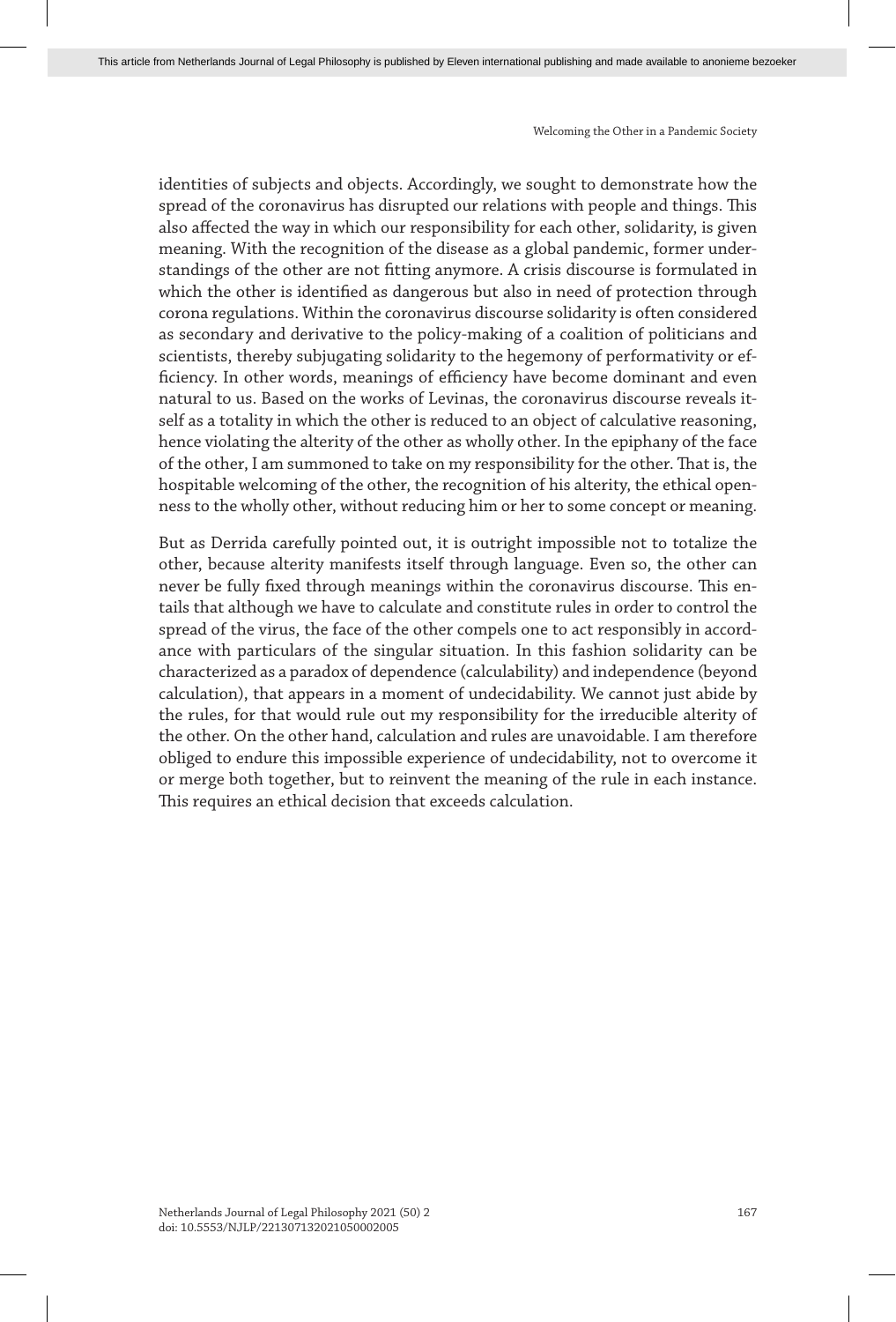identities of subjects and objects. Accordingly, we sought to demonstrate how the spread of the coronavirus has disrupted our relations with people and things. This also affected the way in which our responsibility for each other, solidarity, is given meaning. With the recognition of the disease as a global pandemic, former understandings of the other are not fitting anymore. A crisis discourse is formulated in which the other is identified as dangerous but also in need of protection through corona regulations. Within the coronavirus discourse solidarity is often considered as secondary and derivative to the policy-making of a coalition of politicians and scientists, thereby subjugating solidarity to the hegemony of performativity or efficiency. In other words, meanings of efficiency have become dominant and even natural to us. Based on the works of Levinas, the coronavirus discourse reveals itself as a totality in which the other is reduced to an object of calculative reasoning, hence violating the alterity of the other as wholly other. In the epiphany of the face of the other, I am summoned to take on my responsibility for the other. That is, the hospitable welcoming of the other, the recognition of his alterity, the ethical openness to the wholly other, without reducing him or her to some concept or meaning.

But as Derrida carefully pointed out, it is outright impossible not to totalize the other, because alterity manifests itself through language. Even so, the other can never be fully fixed through meanings within the coronavirus discourse. This entails that although we have to calculate and constitute rules in order to control the spread of the virus, the face of the other compels one to act responsibly in accordance with particulars of the singular situation. In this fashion solidarity can be characterized as a paradox of dependence (calculability) and independence (beyond calculation), that appears in a moment of undecidability. We cannot just abide by the rules, for that would rule out my responsibility for the irreducible alterity of the other. On the other hand, calculation and rules are unavoidable. I am therefore obliged to endure this impossible experience of undecidability, not to overcome it or merge both together, but to reinvent the meaning of the rule in each instance. This requires an ethical decision that exceeds calculation.